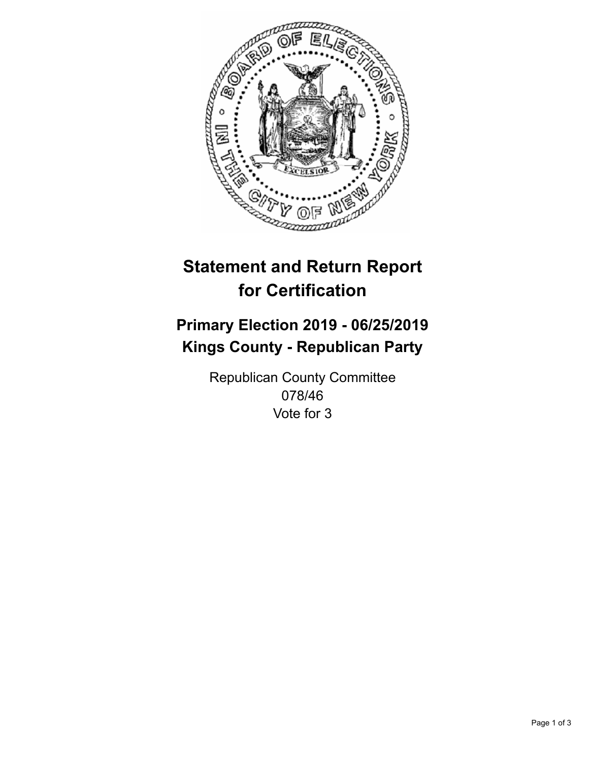# Statement and Return Report for Certification

## Primary Election 2019 - 06/25/2019
## Kings County - Republican Party

Republican County Committee
078/46
Vote for 3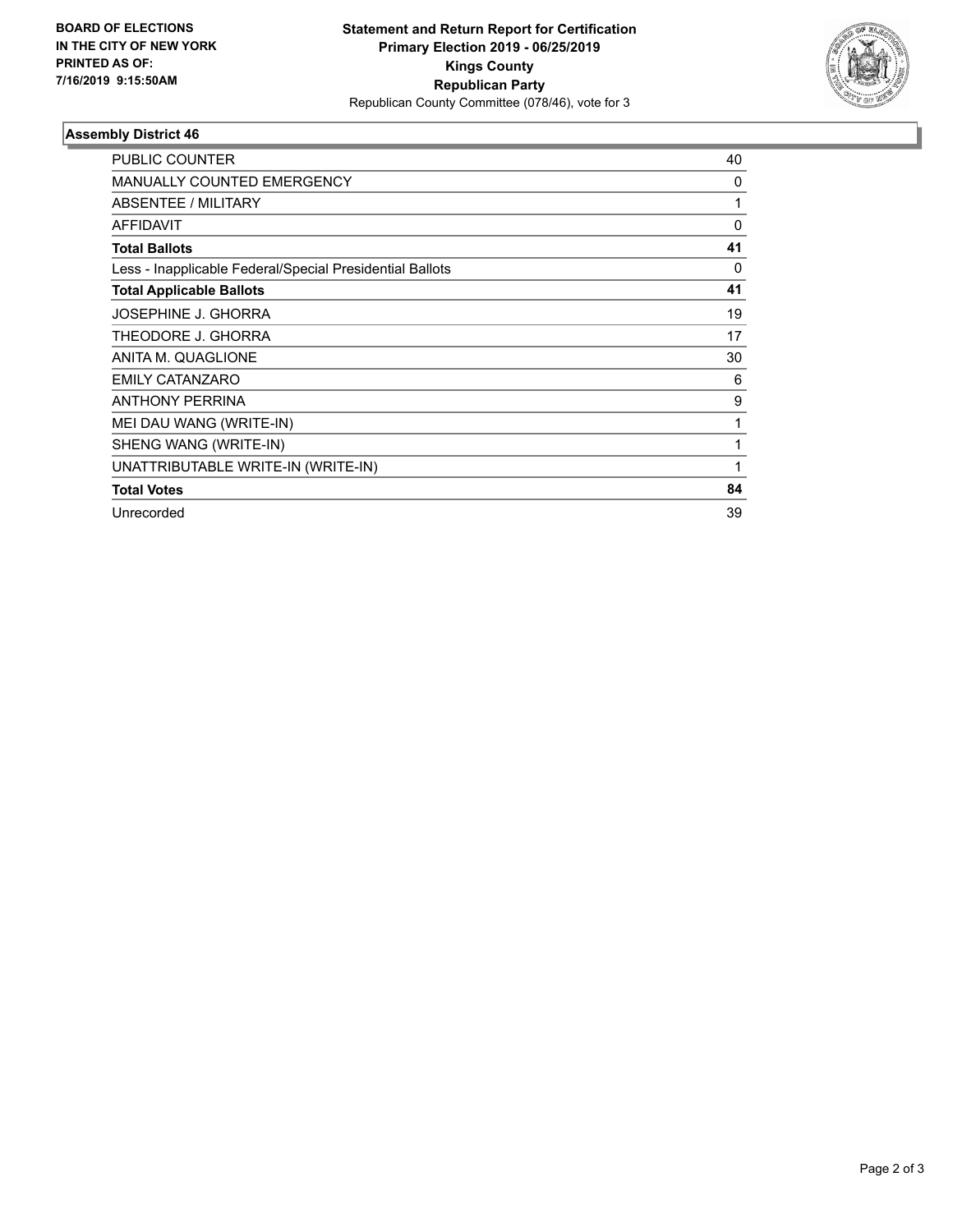**BOARD OF ELECTIONS IN THE CITY OF NEW YORK PRINTED AS OF: 7/16/2019 9:15:50AM**

**Statement and Return Report for Certification**
**Primary Election 2019 - 06/25/2019**
**Kings County**
**Republican Party**
Republican County Committee (078/46), vote for 3

## Assembly District 46

| | |
|---|---|
| PUBLIC COUNTER | 40 |
| MANUALLY COUNTED EMERGENCY | 0 |
| ABSENTEE / MILITARY | 1 |
| AFFIDAVIT | 0 |
| **Total Ballots** | **41** |
| Less - Inapplicable Federal/Special Presidential Ballots | 0 |
| **Total Applicable Ballots** | **41** |
| JOSEPHINE J. GHORRA | 19 |
| THEODORE J. GHORRA | 17 |
| ANITA M. QUAGLIONE | 30 |
| EMILY CATANZARO | 6 |
| ANTHONY PERRINA | 9 |
| MEI DAU WANG (WRITE-IN) | 1 |
| SHENG WANG (WRITE-IN) | 1 |
| UNATTRIBUTABLE WRITE-IN (WRITE-IN) | 1 |
| **Total Votes** | **84** |
| Unrecorded | 39 |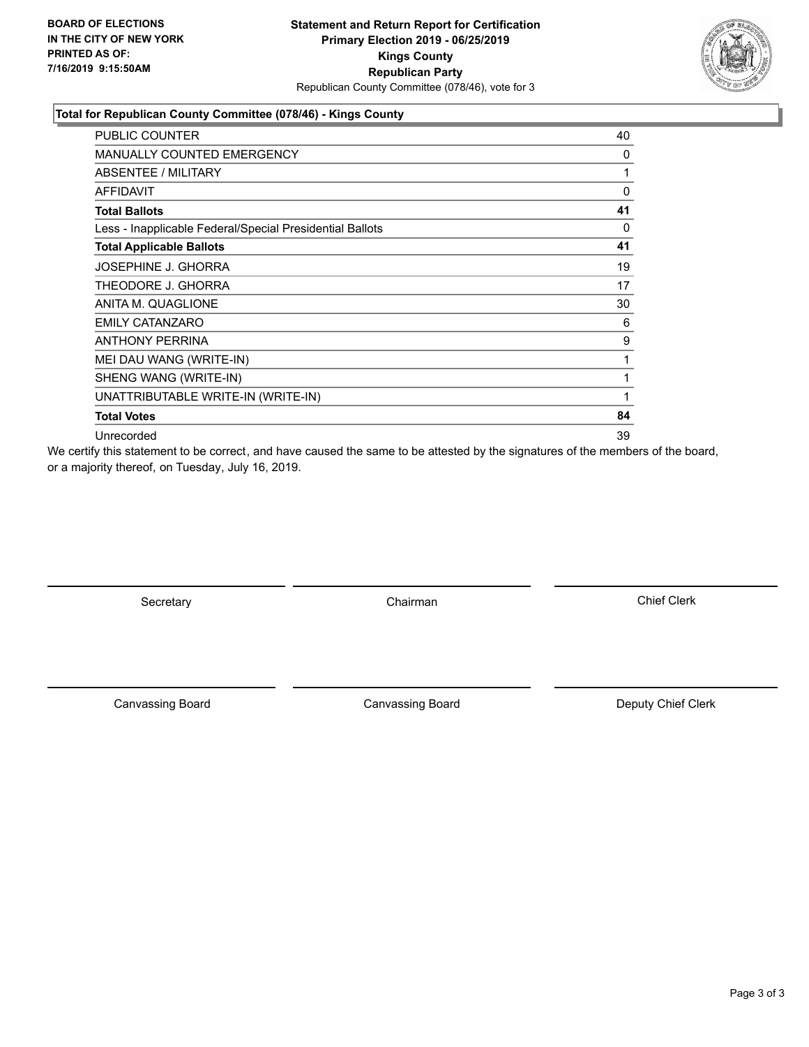**BOARD OF ELECTIONS**
**IN THE CITY OF NEW YORK**
**PRINTED AS OF:**
**7/16/2019 9:15:50AM**

**Statement and Return Report for Certification**
**Primary Election 2019 - 06/25/2019**
**Kings County**
**Republican Party**
Republican County Committee (078/46), vote for 3

### Total for Republican County Committee (078/46) - Kings County

| | |
|---|---|
| PUBLIC COUNTER | 40 |
| MANUALLY COUNTED EMERGENCY | 0 |
| ABSENTEE / MILITARY | 1 |
| AFFIDAVIT | 0 |
| **Total Ballots** | **41** |
| Less - Inapplicable Federal/Special Presidential Ballots | 0 |
| **Total Applicable Ballots** | **41** |
| JOSEPHINE J. GHORRA | 19 |
| THEODORE J. GHORRA | 17 |
| ANITA M. QUAGLIONE | 30 |
| EMILY CATANZARO | 6 |
| ANTHONY PERRINA | 9 |
| MEI DAU WANG (WRITE-IN) | 1 |
| SHENG WANG (WRITE-IN) | 1 |
| UNATTRIBUTABLE WRITE-IN (WRITE-IN) | 1 |
| **Total Votes** | **84** |
| Unrecorded | 39 |

We certify this statement to be correct, and have caused the same to be attested by the signatures of the members of the board, or a majority thereof, on Tuesday, July 16, 2019.

Secretary

Chairman

Chief Clerk

Canvassing Board

Canvassing Board

Deputy Chief Clerk